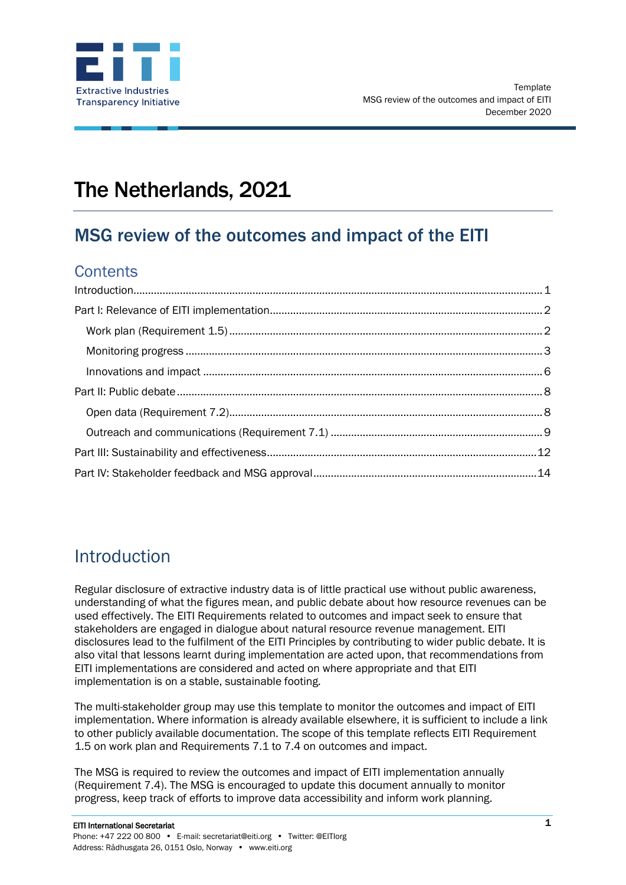Template
MSG review of the outcomes and impact of EITI
December 2020

# The Netherlands, 2021

## MSG review of the outcomes and impact of the EITI

### Contents

Introduction ..... 1
Part I: Relevance of EITI implementation ..... 2
- Work plan (Requirement 1.5) ..... 2
- Monitoring progress ..... 3
- Innovations and impact ..... 6

Part II: Public debate ..... 8
- Open data (Requirement 7.2) ..... 8
- Outreach and communications (Requirement 7.1) ..... 9

Part III: Sustainability and effectiveness ..... 12
Part IV: Stakeholder feedback and MSG approval ..... 14

## Introduction

Regular disclosure of extractive industry data is of little practical use without public awareness, understanding of what the figures mean, and public debate about how resource revenues can be used effectively. The EITI Requirements related to outcomes and impact seek to ensure that stakeholders are engaged in dialogue about natural resource revenue management. EITI disclosures lead to the fulfilment of the EITI Principles by contributing to wider public debate. It is also vital that lessons learnt during implementation are acted upon, that recommendations from EITI implementations are considered and acted on where appropriate and that EITI implementation is on a stable, sustainable footing.

The multi-stakeholder group may use this template to monitor the outcomes and impact of EITI implementation. Where information is already available elsewhere, it is sufficient to include a link to other publicly available documentation. The scope of this template reflects EITI Requirement 1.5 on work plan and Requirements 7.1 to 7.4 on outcomes and impact.

The MSG is required to review the outcomes and impact of EITI implementation annually (Requirement 7.4). The MSG is encouraged to update this document annually to monitor progress, keep track of efforts to improve data accessibility and inform work planning.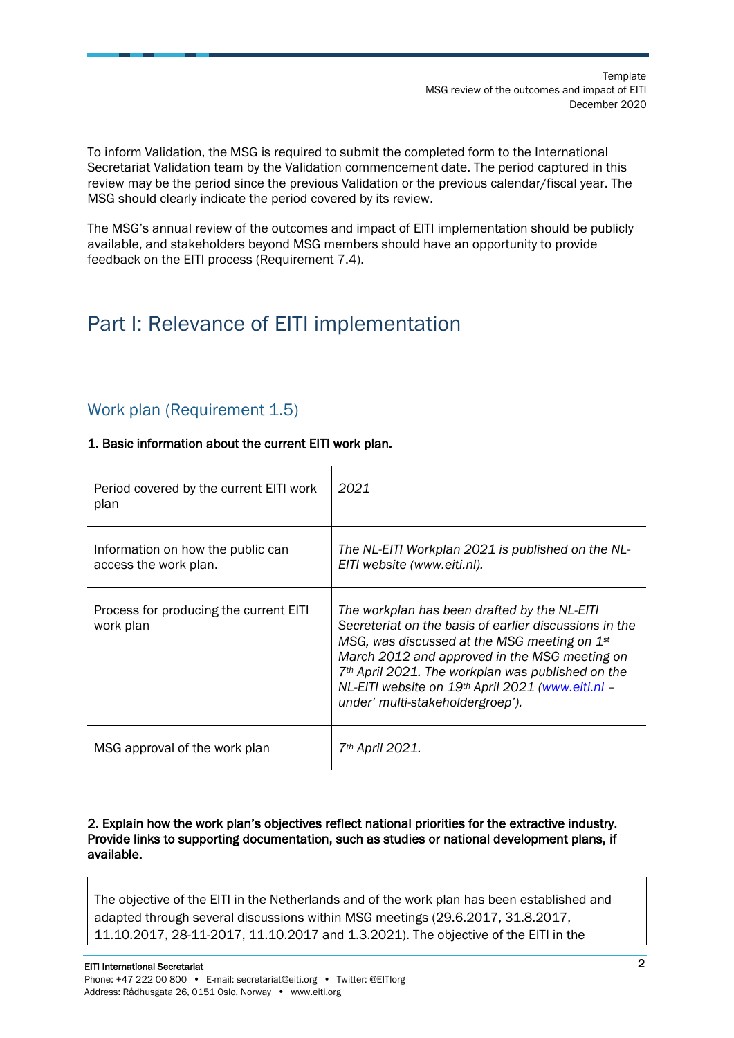To inform Validation, the MSG is required to submit the completed form to the International Secretariat Validation team by the Validation commencement date. The period captured in this review may be the period since the previous Validation or the previous calendar/fiscal year. The MSG should clearly indicate the period covered by its review.

The MSG's annual review of the outcomes and impact of EITI implementation should be publicly available, and stakeholders beyond MSG members should have an opportunity to provide feedback on the EITI process (Requirement 7.4).

# Part I: Relevance of EITI implementation

## Work plan (Requirement 1.5)

**1. Basic information about the current EITI work plan.**

| | |
|---|---|
| Period covered by the current EITI work plan | *2021* |
| Information on how the public can access the work plan. | *The NL-EITI Workplan 2021 is published on the NL-EITI website (www.eiti.nl).* |
| Process for producing the current EITI work plan | *The workplan has been drafted by the NL-EITI Secreteriat on the basis of earlier discussions in the MSG, was discussed at the MSG meeting on 1st March 2012 and approved in the MSG meeting on 7th April 2021. The workplan was published on the NL-EITI website on 19th April 2021 (www.eiti.nl – under' multi-stakeholdergroep').* |
| MSG approval of the work plan | *7th April 2021.* |

**2. Explain how the work plan's objectives reflect national priorities for the extractive industry. Provide links to supporting documentation, such as studies or national development plans, if available.**

The objective of the EITI in the Netherlands and of the work plan has been established and adapted through several discussions within MSG meetings (29.6.2017, 31.8.2017, 11.10.2017, 28-11-2017, 11.10.2017 and 1.3.2021). The objective of the EITI in the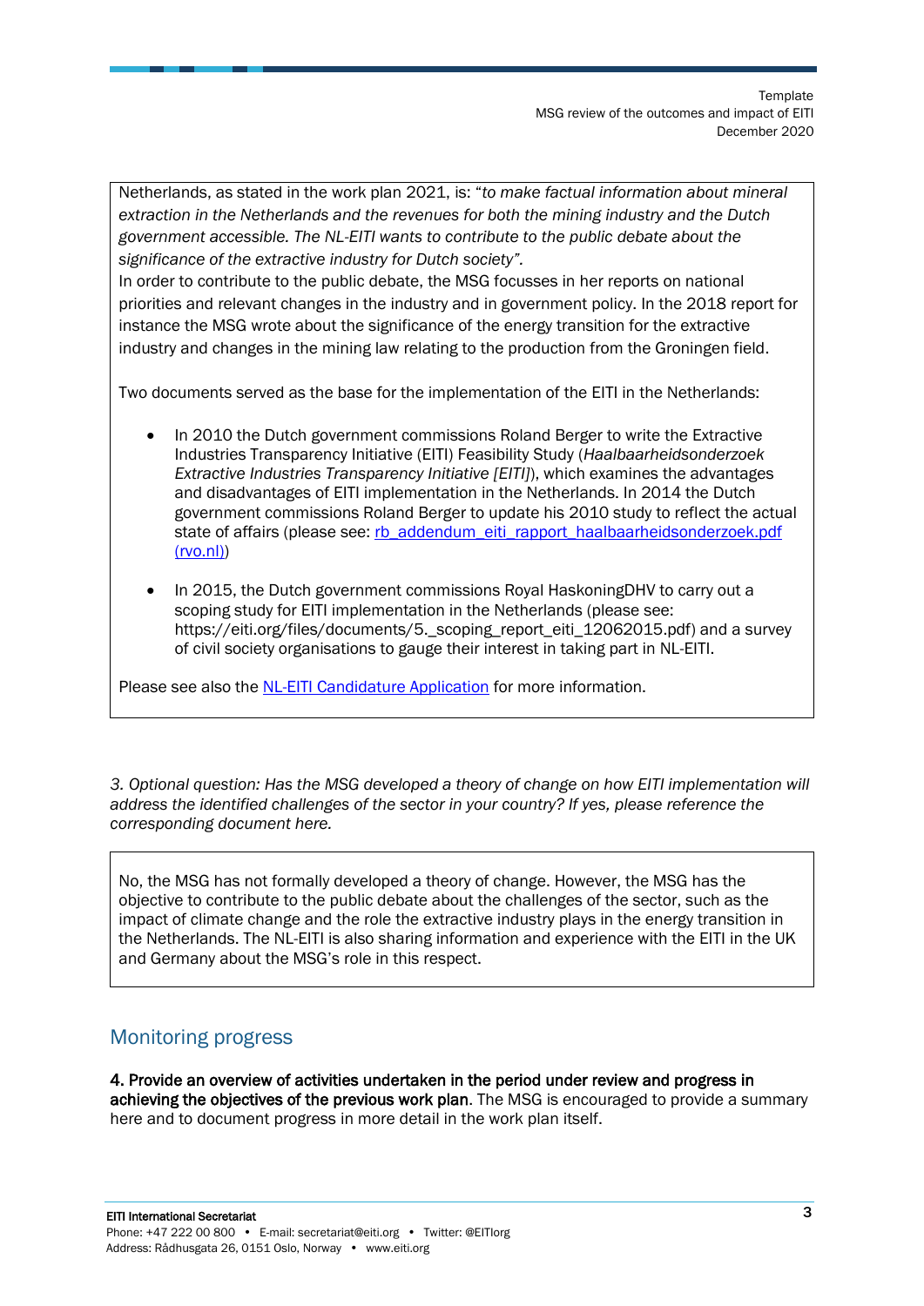Netherlands, as stated in the work plan 2021, is: "*to make factual information about mineral extraction in the Netherlands and the revenues for both the mining industry and the Dutch government accessible. The NL-EITI wants to contribute to the public debate about the significance of the extractive industry for Dutch society".*
In order to contribute to the public debate, the MSG focusses in her reports on national priorities and relevant changes in the industry and in government policy. In the 2018 report for instance the MSG wrote about the significance of the energy transition for the extractive industry and changes in the mining law relating to the production from the Groningen field.

Two documents served as the base for the implementation of the EITI in the Netherlands:

- In 2010 the Dutch government commissions Roland Berger to write the Extractive Industries Transparency Initiative (EITI) Feasibility Study (*Haalbaarheidsonderzoek Extractive Industries Transparency Initiative [EITI]*), which examines the advantages and disadvantages of EITI implementation in the Netherlands. In 2014 the Dutch government commissions Roland Berger to update his 2010 study to reflect the actual state of affairs (please see: [rb_addendum_eiti_rapport_haalbaarheidsonderzoek.pdf (rvo.nl)](rb_addendum_eiti_rapport_haalbaarheidsonderzoek.pdf))

- In 2015, the Dutch government commissions Royal HaskoningDHV to carry out a scoping study for EITI implementation in the Netherlands (please see: https://eiti.org/files/documents/5._scoping_report_eiti_12062015.pdf) and a survey of civil society organisations to gauge their interest in taking part in NL-EITI.

Please see also the [NL-EITI Candidature Application](NL-EITI Candidature Application) for more information.

*3. Optional question: Has the MSG developed a theory of change on how EITI implementation will address the identified challenges of the sector in your country? If yes, please reference the corresponding document here.*

No, the MSG has not formally developed a theory of change. However, the MSG has the objective to contribute to the public debate about the challenges of the sector, such as the impact of climate change and the role the extractive industry plays in the energy transition in the Netherlands. The NL-EITI is also sharing information and experience with the EITI in the UK and Germany about the MSG's role in this respect.

## Monitoring progress

**4. Provide an overview of activities undertaken in the period under review and progress in achieving the objectives of the previous work plan**. The MSG is encouraged to provide a summary here and to document progress in more detail in the work plan itself.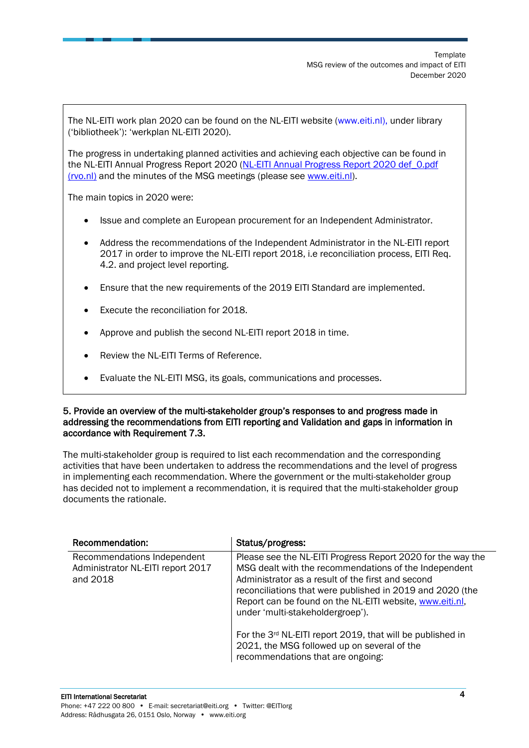The NL-EITI work plan 2020 can be found on the NL-EITI website (www.eiti.nl), under library ('bibliotheek'): 'werkplan NL-EITI 2020).

The progress in undertaking planned activities and achieving each objective can be found in the NL-EITI Annual Progress Report 2020 ([NL-EITI Annual Progress Report 2020 def_0.pdf (rvo.nl)](rvo.nl)) and the minutes of the MSG meetings (please see [www.eiti.nl](www.eiti.nl)).

The main topics in 2020 were:

- Issue and complete an European procurement for an Independent Administrator.
- Address the recommendations of the Independent Administrator in the NL-EITI report 2017 in order to improve the NL-EITI report 2018, i.e reconciliation process, EITI Req. 4.2. and project level reporting.
- Ensure that the new requirements of the 2019 EITI Standard are implemented.
- Execute the reconciliation for 2018.
- Approve and publish the second NL-EITI report 2018 in time.
- Review the NL-EITI Terms of Reference.
- Evaluate the NL-EITI MSG, its goals, communications and processes.

**5. Provide an overview of the multi-stakeholder group's responses to and progress made in addressing the recommendations from EITI reporting and Validation and gaps in information in accordance with Requirement 7.3.**

The multi-stakeholder group is required to list each recommendation and the corresponding activities that have been undertaken to address the recommendations and the level of progress in implementing each recommendation. Where the government or the multi-stakeholder group has decided not to implement a recommendation, it is required that the multi-stakeholder group documents the rationale.

| Recommendation: | Status/progress: |
|---|---|
| Recommendations Independent Administrator NL-EITI report 2017 and 2018 | Please see the NL-EITI Progress Report 2020 for the way the MSG dealt with the recommendations of the Independent Administrator as a result of the first and second reconciliations that were published in 2019 and 2020 (the Report can be found on the NL-EITI website, [www.eiti.nl](www.eiti.nl), under 'multi-stakeholdergroep').<br><br>For the 3rd NL-EITI report 2019, that will be published in 2021, the MSG followed up on several of the recommendations that are ongoing: |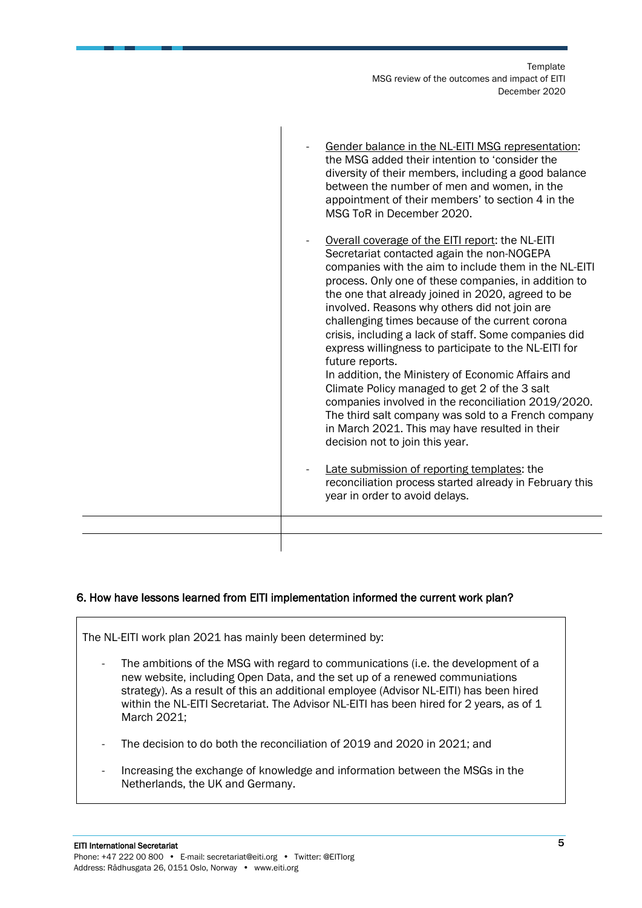| | - Gender balance in the NL-EITI MSG representation: the MSG added their intention to 'consider the diversity of their members, including a good balance between the number of men and women, in the appointment of their members' to section 4 in the MSG ToR in December 2020.<br><br>- Overall coverage of the EITI report: the NL-EITI Secretariat contacted again the non-NOGEPA companies with the aim to include them in the NL-EITI process. Only one of these companies, in addition to the one that already joined in 2020, agreed to be involved. Reasons why others did not join are challenging times because of the current corona crisis, including a lack of staff. Some companies did express willingness to participate to the NL-EITI for future reports.<br>In addition, the Ministry of Economic Affairs and Climate Policy managed to get 2 of the 3 salt companies involved in the reconciliation 2019/2020. The third salt company was sold to a French company in March 2021. This may have resulted in their decision not to join this year.<br><br>- Late submission of reporting templates: the reconciliation process started already in February this year in order to avoid delays. |
|---|---|
| | |
| | |

### 6. How have lessons learned from EITI implementation informed the current work plan?

The NL-EITI work plan 2021 has mainly been determined by:

- The ambitions of the MSG with regard to communications (i.e. the development of a new website, including Open Data, and the set up of a renewed communiations strategy). As a result of this an additional employee (Advisor NL-EITI) has been hired within the NL-EITI Secretariat. The Advisor NL-EITI has been hired for 2 years, as of 1 March 2021;
- The decision to do both the reconciliation of 2019 and 2020 in 2021; and
- Increasing the exchange of knowledge and information between the MSGs in the Netherlands, the UK and Germany.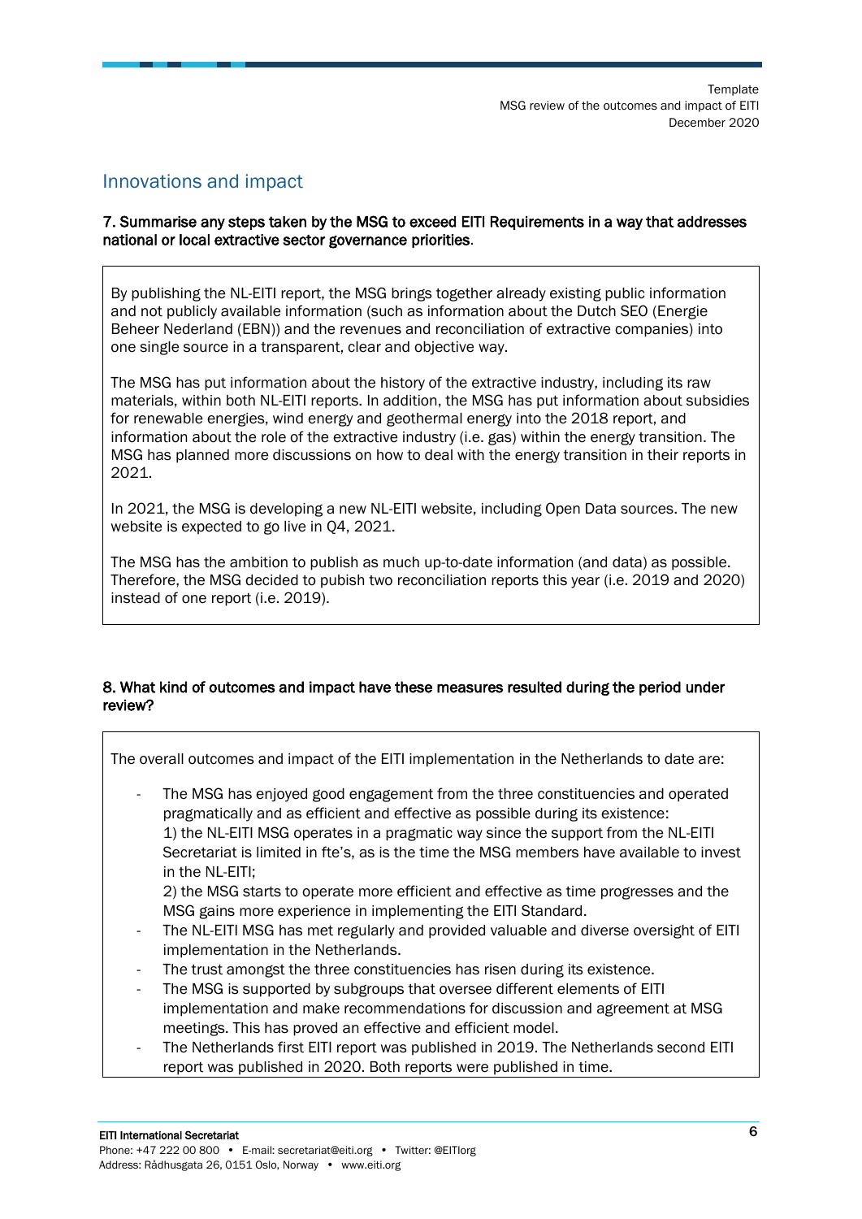## Innovations and impact

**7. Summarise any steps taken by the MSG to exceed EITI Requirements in a way that addresses national or local extractive sector governance priorities.**

By publishing the NL-EITI report, the MSG brings together already existing public information and not publicly available information (such as information about the Dutch SEO (Energie Beheer Nederland (EBN)) and the revenues and reconciliation of extractive companies) into one single source in a transparent, clear and objective way.

The MSG has put information about the history of the extractive industry, including its raw materials, within both NL-EITI reports. In addition, the MSG has put information about subsidies for renewable energies, wind energy and geothermal energy into the 2018 report, and information about the role of the extractive industry (i.e. gas) within the energy transition. The MSG has planned more discussions on how to deal with the energy transition in their reports in 2021.

In 2021, the MSG is developing a new NL-EITI website, including Open Data sources. The new website is expected to go live in Q4, 2021.

The MSG has the ambition to publish as much up-to-date information (and data) as possible. Therefore, the MSG decided to pubish two reconciliation reports this year (i.e. 2019 and 2020) instead of one report (i.e. 2019).

**8. What kind of outcomes and impact have these measures resulted during the period under review?**

The overall outcomes and impact of the EITI implementation in the Netherlands to date are:

- The MSG has enjoyed good engagement from the three constituencies and operated pragmatically and as efficient and effective as possible during its existence:
  1) the NL-EITI MSG operates in a pragmatic way since the support from the NL-EITI Secretariat is limited in fte's, as is the time the MSG members have available to invest in the NL-EITI;
  2) the MSG starts to operate more efficient and effective as time progresses and the MSG gains more experience in implementing the EITI Standard.
- The NL-EITI MSG has met regularly and provided valuable and diverse oversight of EITI implementation in the Netherlands.
- The trust amongst the three constituencies has risen during its existence.
- The MSG is supported by subgroups that oversee different elements of EITI implementation and make recommendations for discussion and agreement at MSG meetings. This has proved an effective and efficient model.
- The Netherlands first EITI report was published in 2019. The Netherlands second EITI report was published in 2020. Both reports were published in time.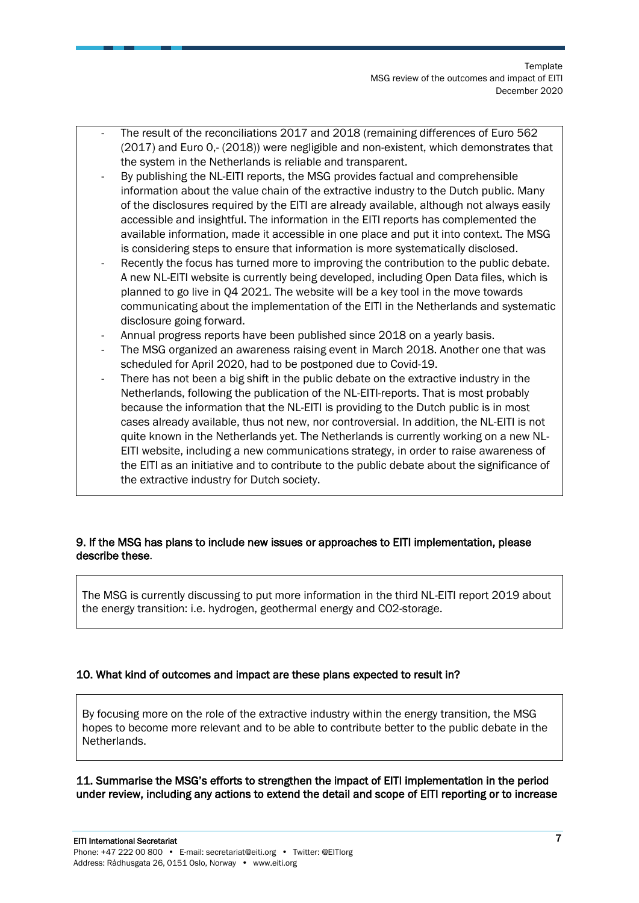- The result of the reconciliations 2017 and 2018 (remaining differences of Euro 562 (2017) and Euro 0,- (2018)) were negligible and non-existent, which demonstrates that the system in the Netherlands is reliable and transparent.
- By publishing the NL-EITI reports, the MSG provides factual and comprehensible information about the value chain of the extractive industry to the Dutch public. Many of the disclosures required by the EITI are already available, although not always easily accessible and insightful. The information in the EITI reports has complemented the available information, made it accessible in one place and put it into context. The MSG is considering steps to ensure that information is more systematically disclosed.
- Recently the focus has turned more to improving the contribution to the public debate. A new NL-EITI website is currently being developed, including Open Data files, which is planned to go live in Q4 2021. The website will be a key tool in the move towards communicating about the implementation of the EITI in the Netherlands and systematic disclosure going forward.
- Annual progress reports have been published since 2018 on a yearly basis.
- The MSG organized an awareness raising event in March 2018. Another one that was scheduled for April 2020, had to be postponed due to Covid-19.
- There has not been a big shift in the public debate on the extractive industry in the Netherlands, following the publication of the NL-EITI-reports. That is most probably because the information that the NL-EITI is providing to the Dutch public is in most cases already available, thus not new, nor controversial. In addition, the NL-EITI is not quite known in the Netherlands yet. The Netherlands is currently working on a new NL-EITI website, including a new communications strategy, in order to raise awareness of the EITI as an initiative and to contribute to the public debate about the significance of the extractive industry for Dutch society.

**9. If the MSG has plans to include new issues or approaches to EITI implementation, please describe these.**

The MSG is currently discussing to put more information in the third NL-EITI report 2019 about the energy transition: i.e. hydrogen, geothermal energy and $CO_2$-storage.

**10. What kind of outcomes and impact are these plans expected to result in?**

By focusing more on the role of the extractive industry within the energy transition, the MSG hopes to become more relevant and to be able to contribute better to the public debate in the Netherlands.

**11. Summarise the MSG's efforts to strengthen the impact of EITI implementation in the period under review, including any actions to extend the detail and scope of EITI reporting or to increase**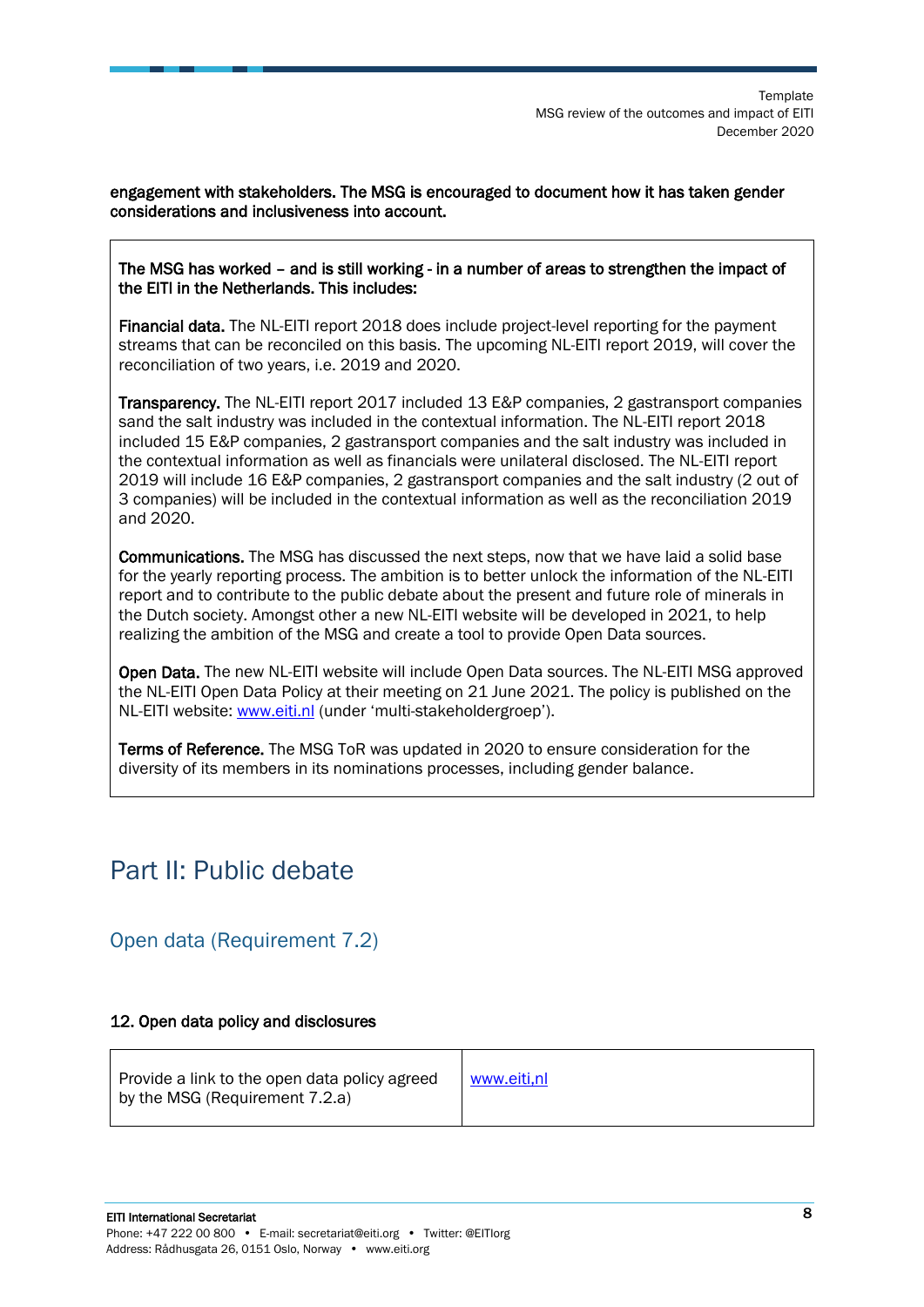**engagement with stakeholders. The MSG is encouraged to document how it has taken gender considerations and inclusiveness into account.**

**The MSG has worked – and is still working - in a number of areas to strengthen the impact of the EITI in the Netherlands. This includes:**

**Financial data.** The NL-EITI report 2018 does include project-level reporting for the payment streams that can be reconciled on this basis. The upcoming NL-EITI report 2019, will cover the reconciliation of two years, i.e. 2019 and 2020.

**Transparency.** The NL-EITI report 2017 included 13 E&P companies, 2 gastransport companies sand the salt industry was included in the contextual information. The NL-EITI report 2018 included 15 E&P companies, 2 gastransport companies and the salt industry was included in the contextual information as well as financials were unilateral disclosed. The NL-EITI report 2019 will include 16 E&P companies, 2 gastransport companies and the salt industry (2 out of 3 companies) will be included in the contextual information as well as the reconciliation 2019 and 2020.

**Communications.** The MSG has discussed the next steps, now that we have laid a solid base for the yearly reporting process. The ambition is to better unlock the information of the NL-EITI report and to contribute to the public debate about the present and future role of minerals in the Dutch society. Amongst other a new NL-EITI website will be developed in 2021, to help realizing the ambition of the MSG and create a tool to provide Open Data sources.

**Open Data.** The new NL-EITI website will include Open Data sources. The NL-EITI MSG approved the NL-EITI Open Data Policy at their meeting on 21 June 2021. The policy is published on the NL-EITI website: [www.eiti.nl](www.eiti.nl) (under 'multi-stakeholdergroep').

**Terms of Reference.** The MSG ToR was updated in 2020 to ensure consideration for the diversity of its members in its nominations processes, including gender balance.

# Part II: Public debate

## Open data (Requirement 7.2)

### 12. Open data policy and disclosures

| Provide a link to the open data policy agreed by the MSG (Requirement 7.2.a) | [www.eiti,nl](www.eiti,nl) |
|---|---|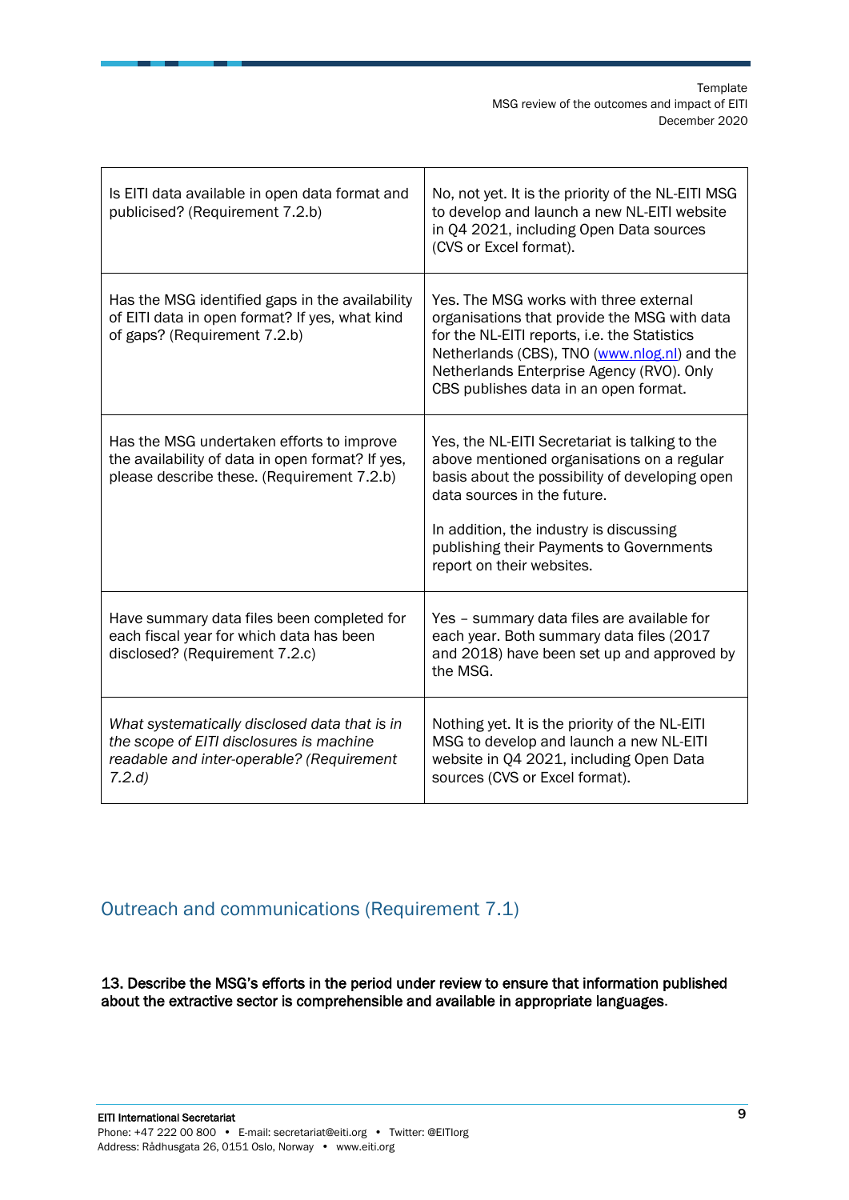| | |
|---|---|
| Is EITI data available in open data format and publicised? (Requirement 7.2.b) | No, not yet. It is the priority of the NL-EITI MSG to develop and launch a new NL-EITI website in Q4 2021, including Open Data sources (CVS or Excel format). |
| Has the MSG identified gaps in the availability of EITI data in open format? If yes, what kind of gaps? (Requirement 7.2.b) | Yes. The MSG works with three external organisations that provide the MSG with data for the NL-EITI reports, i.e. the Statistics Netherlands (CBS), TNO ([www.nlog.nl](www.nlog.nl)) and the Netherlands Enterprise Agency (RVO). Only CBS publishes data in an open format. |
| Has the MSG undertaken efforts to improve the availability of data in open format? If yes, please describe these. (Requirement 7.2.b) | Yes, the NL-EITI Secretariat is talking to the above mentioned organisations on a regular basis about the possibility of developing open data sources in the future.<br><br>In addition, the industry is discussing publishing their Payments to Governments report on their websites. |
| Have summary data files been completed for each fiscal year for which data has been disclosed? (Requirement 7.2.c) | Yes – summary data files are available for each year. Both summary data files (2017 and 2018) have been set up and approved by the MSG. |
| *What systematically disclosed data that is in the scope of EITI disclosures is machine readable and inter-operable? (Requirement 7.2.d)* | Nothing yet. It is the priority of the NL-EITI MSG to develop and launch a new NL-EITI website in Q4 2021, including Open Data sources (CVS or Excel format). |

## Outreach and communications (Requirement 7.1)

**13. Describe the MSG's efforts in the period under review to ensure that information published about the extractive sector is comprehensible and available in appropriate languages.**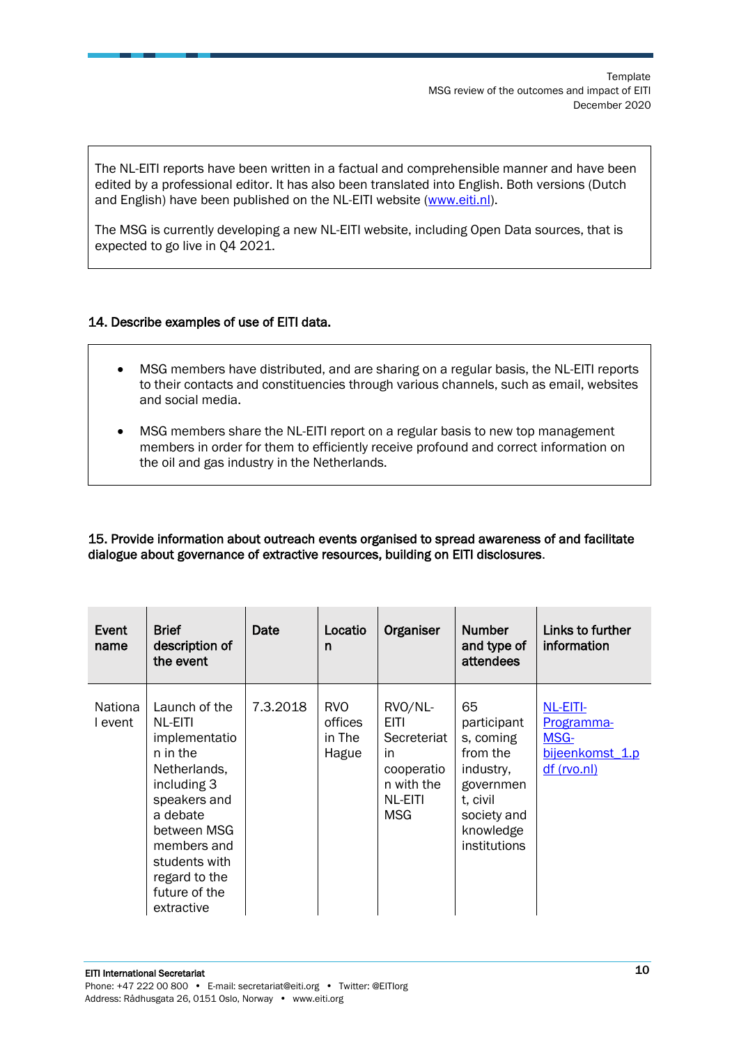The NL-EITI reports have been written in a factual and comprehensible manner and have been edited by a professional editor. It has also been translated into English. Both versions (Dutch and English) have been published on the NL-EITI website ([www.eiti.nl](www.eiti.nl)).

The MSG is currently developing a new NL-EITI website, including Open Data sources, that is expected to go live in Q4 2021.

**14. Describe examples of use of EITI data.**

- MSG members have distributed, and are sharing on a regular basis, the NL-EITI reports to their contacts and constituencies through various channels, such as email, websites and social media.
- MSG members share the NL-EITI report on a regular basis to new top management members in order for them to efficiently receive profound and correct information on the oil and gas industry in the Netherlands.

**15. Provide information about outreach events organised to spread awareness of and facilitate dialogue about governance of extractive resources, building on EITI disclosures.**

| Event name | Brief description of the event | Date | Location | Organiser | Number and type of attendees | Links to further information |
|---|---|---|---|---|---|---|
| National event | Launch of the NL-EITI implementation in the Netherlands, including 3 speakers and a debate between MSG members and students with regard to the future of the extractive | 7.3.2018 | RVO offices in The Hague | RVO/NL-EITI Secreteriat in cooperation with the NL-EITI MSG | 65 participants, coming from the industry, government, civil society and knowledge institutions | NL-EITI-Programma-MSG-bijeenkomst_1.pdf (rvo.nl) |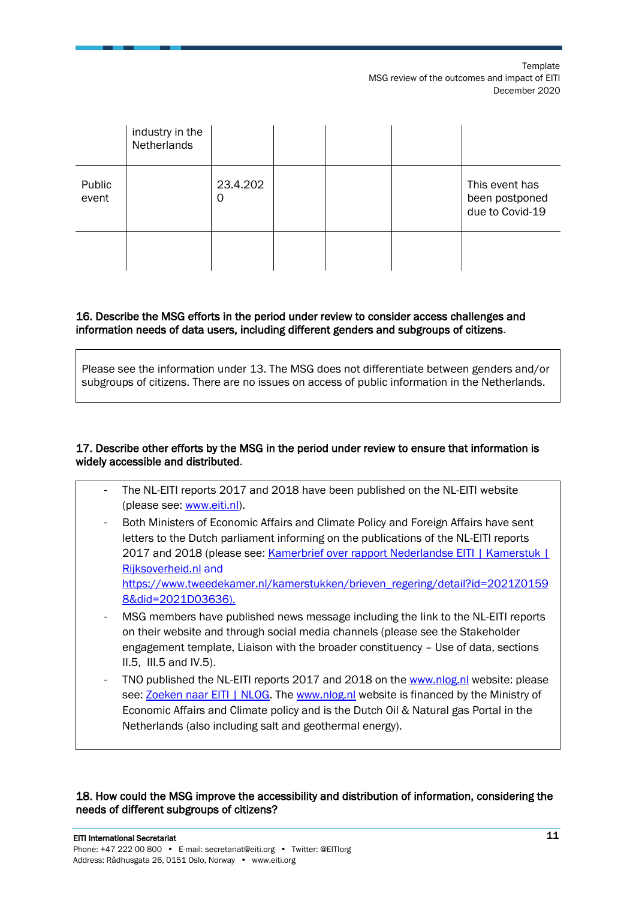| | industry in the Netherlands | | | | | |
|---|---|---|---|---|---|---|
| Public event | | 23.4.2020 | | | | This event has been postponed due to Covid-19 |
| | | | | | | |

**16. Describe the MSG efforts in the period under review to consider access challenges and information needs of data users, including different genders and subgroups of citizens.**

Please see the information under 13. The MSG does not differentiate between genders and/or subgroups of citizens. There are no issues on access of public information in the Netherlands.

**17. Describe other efforts by the MSG in the period under review to ensure that information is widely accessible and distributed.**

- The NL-EITI reports 2017 and 2018 have been published on the NL-EITI website (please see: www.eiti.nl).
- Both Ministers of Economic Affairs and Climate Policy and Foreign Affairs have sent letters to the Dutch parliament informing on the publications of the NL-EITI reports 2017 and 2018 (please see: Kamerbrief over rapport Nederlandse EITI | Kamerstuk | Rijksoverheid.nl and https://www.tweedekamer.nl/kamerstukken/brieven_regering/detail?id=2021Z01598&did=2021D03636).
- MSG members have published news message including the link to the NL-EITI reports on their website and through social media channels (please see the Stakeholder engagement template, Liaison with the broader constituency – Use of data, sections II.5, III.5 and IV.5).
- TNO published the NL-EITI reports 2017 and 2018 on the www.nlog.nl website: please see: Zoeken naar EITI | NLOG. The www.nlog.nl website is financed by the Ministry of Economic Affairs and Climate policy and is the Dutch Oil & Natural gas Portal in the Netherlands (also including salt and geothermal energy).

**18. How could the MSG improve the accessibility and distribution of information, considering the needs of different subgroups of citizens?**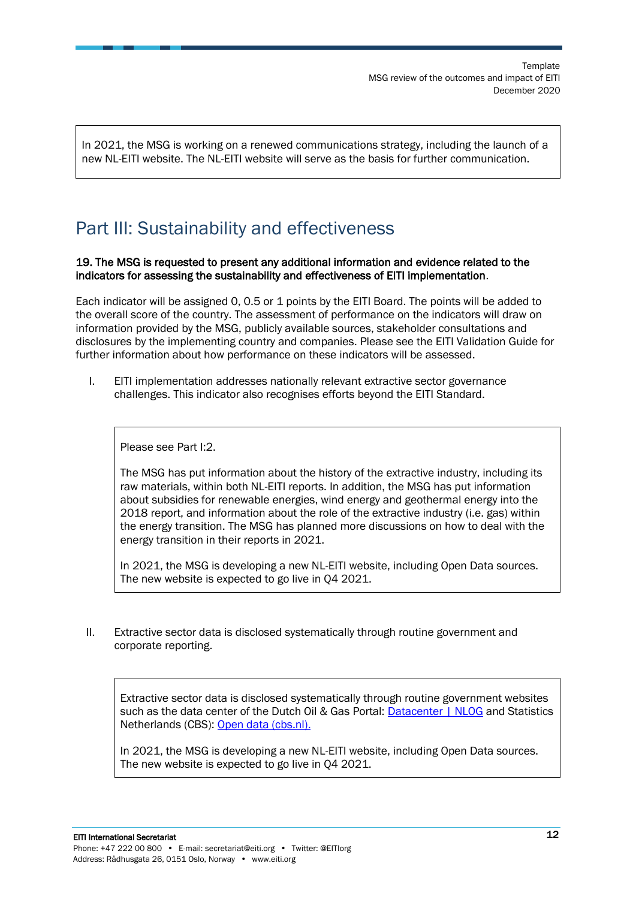In 2021, the MSG is working on a renewed communications strategy, including the launch of a new NL-EITI website. The NL-EITI website will serve as the basis for further communication.

# Part III: Sustainability and effectiveness

**19. The MSG is requested to present any additional information and evidence related to the indicators for assessing the sustainability and effectiveness of EITI implementation.**

Each indicator will be assigned 0, 0.5 or 1 points by the EITI Board. The points will be added to the overall score of the country. The assessment of performance on the indicators will draw on information provided by the MSG, publicly available sources, stakeholder consultations and disclosures by the implementing country and companies. Please see the EITI Validation Guide for further information about how performance on these indicators will be assessed.

I. EITI implementation addresses nationally relevant extractive sector governance challenges. This indicator also recognises efforts beyond the EITI Standard.

> Please see Part I:2.
>
> The MSG has put information about the history of the extractive industry, including its raw materials, within both NL-EITI reports. In addition, the MSG has put information about subsidies for renewable energies, wind energy and geothermal energy into the 2018 report, and information about the role of the extractive industry (i.e. gas) within the energy transition. The MSG has planned more discussions on how to deal with the energy transition in their reports in 2021.
>
> In 2021, the MSG is developing a new NL-EITI website, including Open Data sources. The new website is expected to go live in Q4 2021.

II. Extractive sector data is disclosed systematically through routine government and corporate reporting.

> Extractive sector data is disclosed systematically through routine government websites such as the data center of the Dutch Oil & Gas Portal: [Datacenter | NLOG] and Statistics Netherlands (CBS): [Open data (cbs.nl).]
>
> In 2021, the MSG is developing a new NL-EITI website, including Open Data sources. The new website is expected to go live in Q4 2021.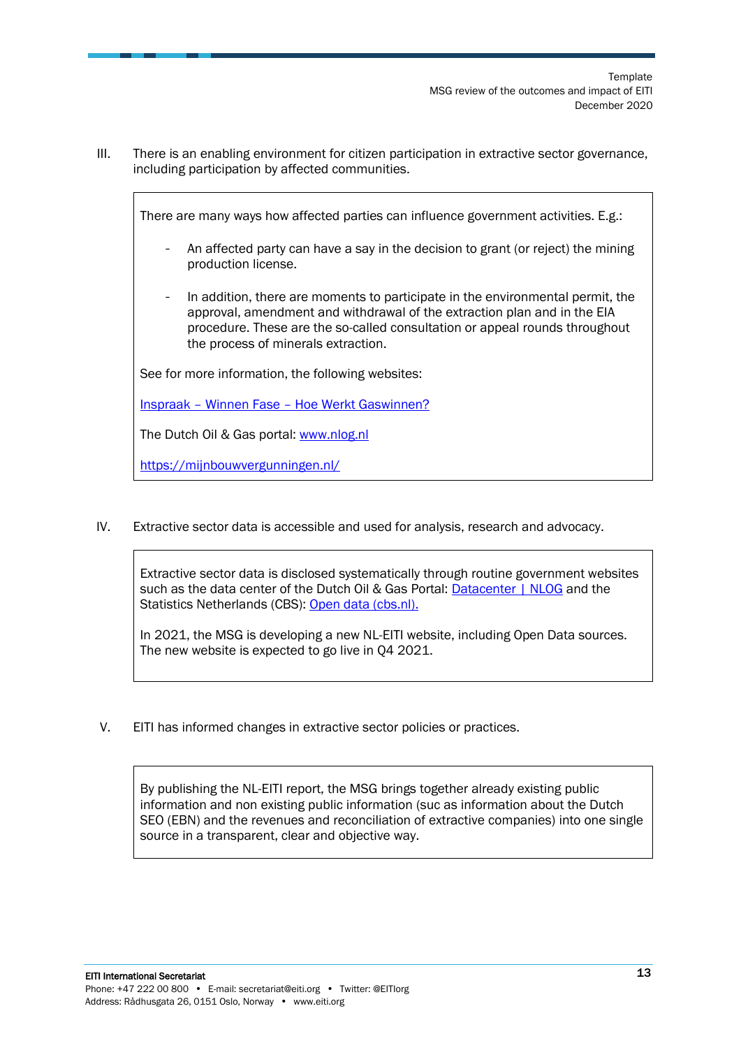III. There is an enabling environment for citizen participation in extractive sector governance, including participation by affected communities.

> There are many ways how affected parties can influence government activities. E.g.:
>
> - An affected party can have a say in the decision to grant (or reject) the mining production license.
> - In addition, there are moments to participate in the environmental permit, the approval, amendment and withdrawal of the extraction plan and in the EIA procedure. These are the so-called consultation or appeal rounds throughout the process of minerals extraction.
>
> See for more information, the following websites:
>
> Inspraak – Winnen Fase – Hoe Werkt Gaswinnen?
>
> The Dutch Oil & Gas portal: www.nlog.nl
>
> https://mijnbouwvergunningen.nl/

IV. Extractive sector data is accessible and used for analysis, research and advocacy.

> Extractive sector data is disclosed systematically through routine government websites such as the data center of the Dutch Oil & Gas Portal: Datacenter | NLOG and the Statistics Netherlands (CBS): Open data (cbs.nl).
>
> In 2021, the MSG is developing a new NL-EITI website, including Open Data sources. The new website is expected to go live in Q4 2021.

V. EITI has informed changes in extractive sector policies or practices.

> By publishing the NL-EITI report, the MSG brings together already existing public information and non existing public information (suc as information about the Dutch SEO (EBN) and the revenues and reconciliation of extractive companies) into one single source in a transparent, clear and objective way.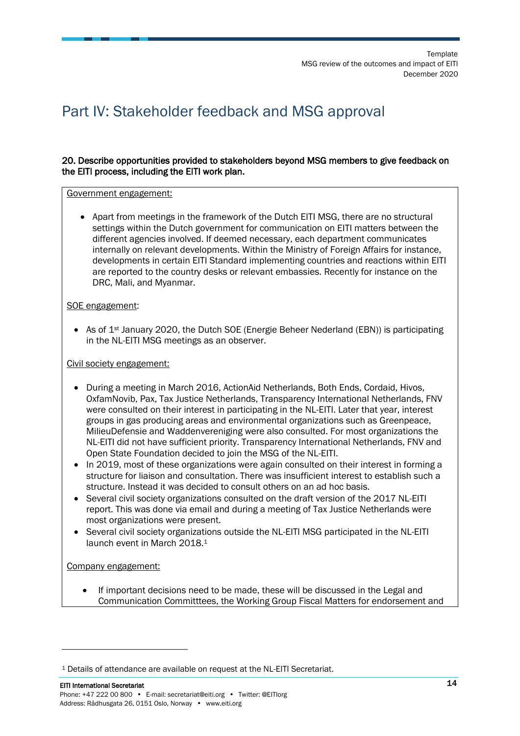# Part IV: Stakeholder feedback and MSG approval

**20. Describe opportunities provided to stakeholders beyond MSG members to give feedback on the EITI process, including the EITI work plan.**

Government engagement:

- Apart from meetings in the framework of the Dutch EITI MSG, there are no structural settings within the Dutch government for communication on EITI matters between the different agencies involved. If deemed necessary, each department communicates internally on relevant developments. Within the Ministry of Foreign Affairs for instance, developments in certain EITI Standard implementing countries and reactions within EITI are reported to the country desks or relevant embassies. Recently for instance on the DRC, Mali, and Myanmar.

SOE engagement:

- As of 1st January 2020, the Dutch SOE (Energie Beheer Nederland (EBN)) is participating in the NL-EITI MSG meetings as an observer.

Civil society engagement:

- During a meeting in March 2016, ActionAid Netherlands, Both Ends, Cordaid, Hivos, OxfamNovib, Pax, Tax Justice Netherlands, Transparency International Netherlands, FNV were consulted on their interest in participating in the NL-EITI. Later that year, interest groups in gas producing areas and environmental organizations such as Greenpeace, MilieuDefensie and Waddenvereniging were also consulted. For most organizations the NL-EITI did not have sufficient priority. Transparency International Netherlands, FNV and Open State Foundation decided to join the MSG of the NL-EITI.
- In 2019, most of these organizations were again consulted on their interest in forming a structure for liaison and consultation. There was insufficient interest to establish such a structure. Instead it was decided to consult others on an ad hoc basis.
- Several civil society organizations consulted on the draft version of the 2017 NL-EITI report. This was done via email and during a meeting of Tax Justice Netherlands were most organizations were present.
- Several civil society organizations outside the NL-EITI MSG participated in the NL-EITI launch event in March 2018.[1]

Company engagement:

- If important decisions need to be made, these will be discussed in the Legal and Communication Committtees, the Working Group Fiscal Matters for endorsement and

[1] Details of attendance are available on request at the NL-EITI Secretariat.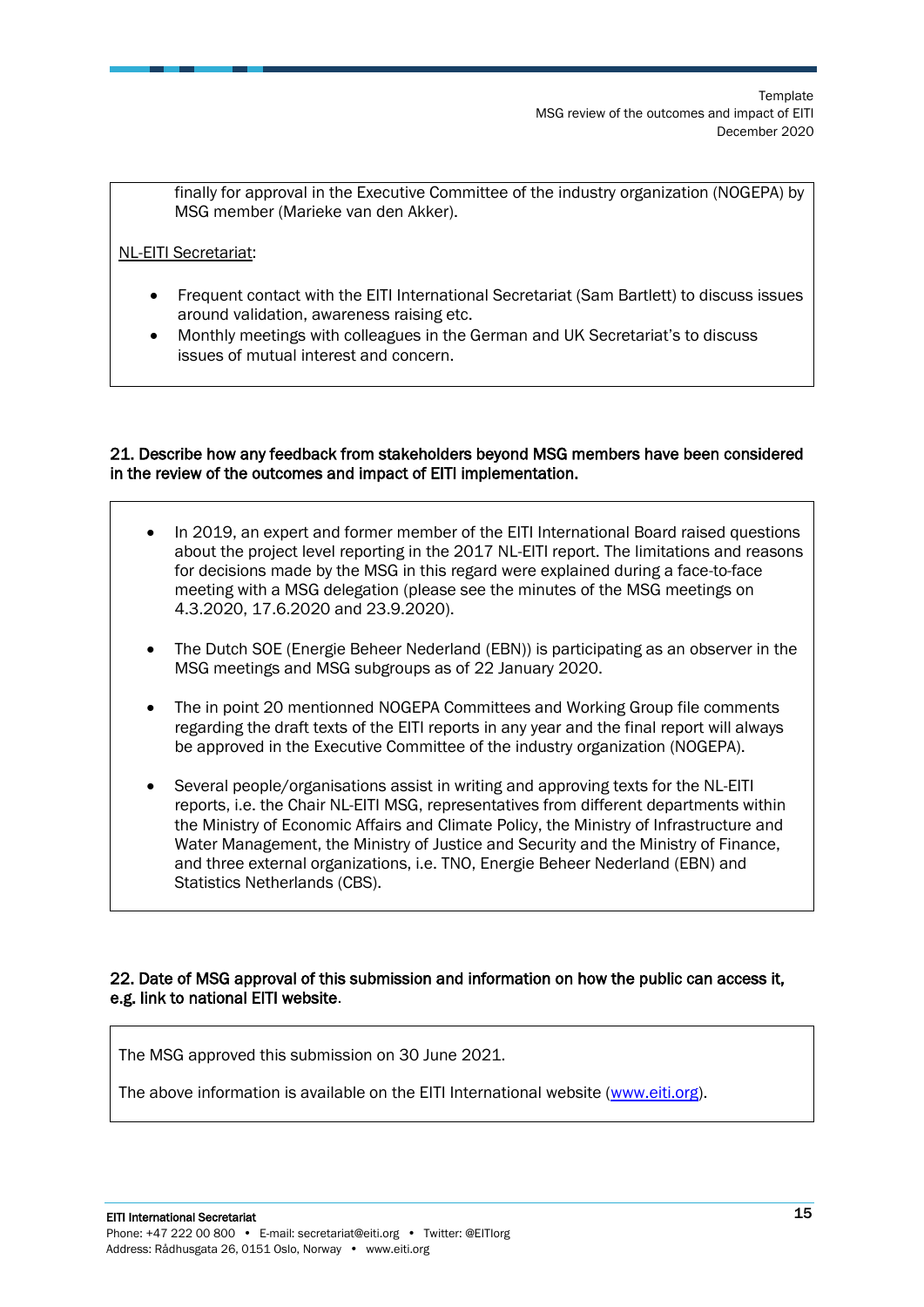finally for approval in the Executive Committee of the industry organization (NOGEPA) by MSG member (Marieke van den Akker).

NL-EITI Secretariat:

- Frequent contact with the EITI International Secretariat (Sam Bartlett) to discuss issues around validation, awareness raising etc.
- Monthly meetings with colleagues in the German and UK Secretariat's to discuss issues of mutual interest and concern.

**21. Describe how any feedback from stakeholders beyond MSG members have been considered in the review of the outcomes and impact of EITI implementation.**

- In 2019, an expert and former member of the EITI International Board raised questions about the project level reporting in the 2017 NL-EITI report. The limitations and reasons for decisions made by the MSG in this regard were explained during a face-to-face meeting with a MSG delegation (please see the minutes of the MSG meetings on 4.3.2020, 17.6.2020 and 23.9.2020).

- The Dutch SOE (Energie Beheer Nederland (EBN)) is participating as an observer in the MSG meetings and MSG subgroups as of 22 January 2020.

- The in point 20 mentionned NOGEPA Committees and Working Group file comments regarding the draft texts of the EITI reports in any year and the final report will always be approved in the Executive Committee of the industry organization (NOGEPA).

- Several people/organisations assist in writing and approving texts for the NL-EITI reports, i.e. the Chair NL-EITI MSG, representatives from different departments within the Ministry of Economic Affairs and Climate Policy, the Ministry of Infrastructure and Water Management, the Ministry of Justice and Security and the Ministry of Finance, and three external organizations, i.e. TNO, Energie Beheer Nederland (EBN) and Statistics Netherlands (CBS).

**22. Date of MSG approval of this submission and information on how the public can access it, e.g. link to national EITI website.**

The MSG approved this submission on 30 June 2021.

The above information is available on the EITI International website ([www.eiti.org](www.eiti.org)).